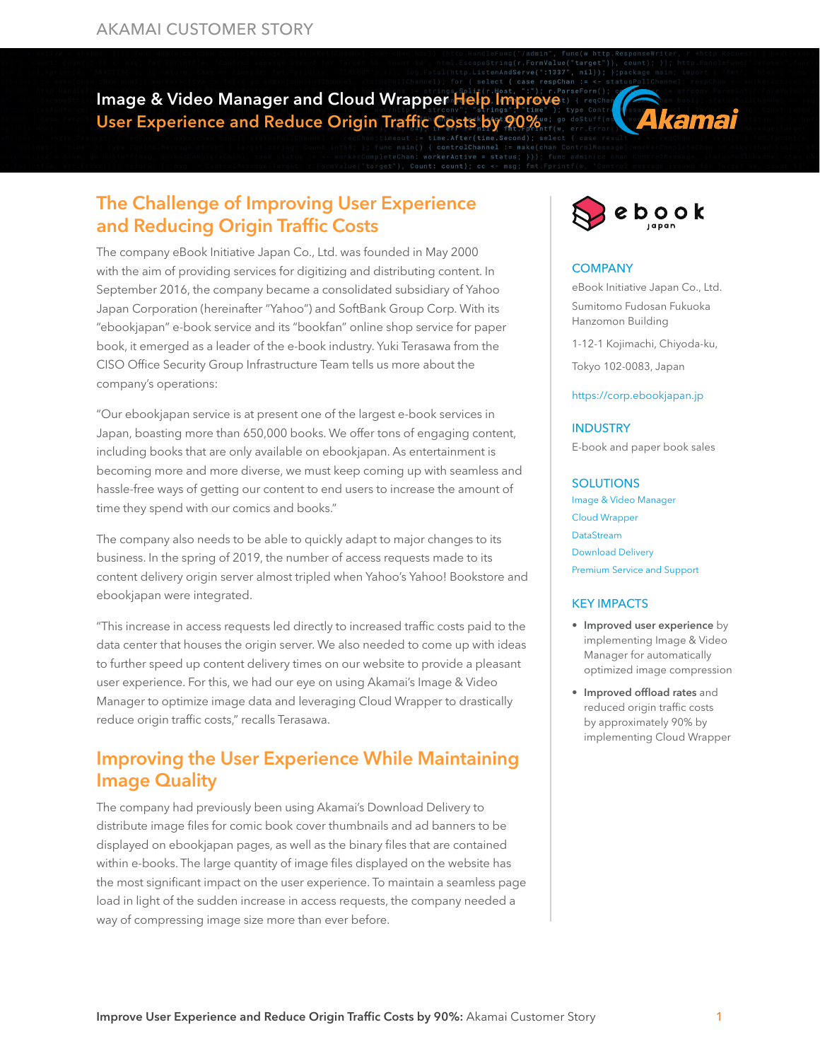AKAMAI CUSTOMER STORY

# Image & Video Manager and Cloud Wrapper Help Improve User Experience and Reduce Origin Traffic Costs by 90%

## The Challenge of Improving User Experience and Reducing Origin Traffic Costs

The company eBook Initiative Japan Co., Ltd. was founded in May 2000 with the aim of providing services for digitizing and distributing content. In September 2016, the company became a consolidated subsidiary of Yahoo Japan Corporation (hereinafter "Yahoo") and SoftBank Group Corp. With its "ebookjapan" e-book service and its "bookfan" online shop service for paper book, it emerged as a leader of the e-book industry. Yuki Terasawa from the CISO Office Security Group Infrastructure Team tells us more about the company's operations:

"Our ebookjapan service is at present one of the largest e-book services in Japan, boasting more than 650,000 books. We offer tons of engaging content, including books that are only available on ebookjapan. As entertainment is becoming more and more diverse, we must keep coming up with seamless and hassle-free ways of getting our content to end users to increase the amount of time they spend with our comics and books."

The company also needs to be able to quickly adapt to major changes to its business. In the spring of 2019, the number of access requests made to its content delivery origin server almost tripled when Yahoo's Yahoo! Bookstore and ebookjapan were integrated.

"This increase in access requests led directly to increased traffic costs paid to the data center that houses the origin server. We also needed to come up with ideas to further speed up content delivery times on our website to provide a pleasant user experience. For this, we had our eye on using Akamai's Image & Video Manager to optimize image data and leveraging Cloud Wrapper to drastically reduce origin traffic costs," recalls Terasawa.

## Improving the User Experience While Maintaining Image Quality

The company had previously been using Akamai's Download Delivery to distribute image files for comic book cover thumbnails and ad banners to be displayed on ebookjapan pages, as well as the binary files that are contained within e-books. The large quantity of image files displayed on the website has the most significant impact on the user experience. To maintain a seamless page load in light of the sudden increase in access requests, the company needed a way of compressing image size more than ever before.

ebook japan

### COMPANY

eBook Initiative Japan Co., Ltd.

Sumitomo Fudosan Fukuoka Hanzomon Building

1-12-1 Kojimachi, Chiyoda-ku,

Tokyo 102-0083, Japan

https://corp.ebookjapan.jp

### INDUSTRY

E-book and paper book sales

### SOLUTIONS

- Image & Video Manager
- Cloud Wrapper
- DataStream
- Download Delivery
- Premium Service and Support

### KEY IMPACTS

- **Improved user experience** by implementing Image & Video Manager for automatically optimized image compression
- **Improved offload rates** and reduced origin traffic costs by approximately 90% by implementing Cloud Wrapper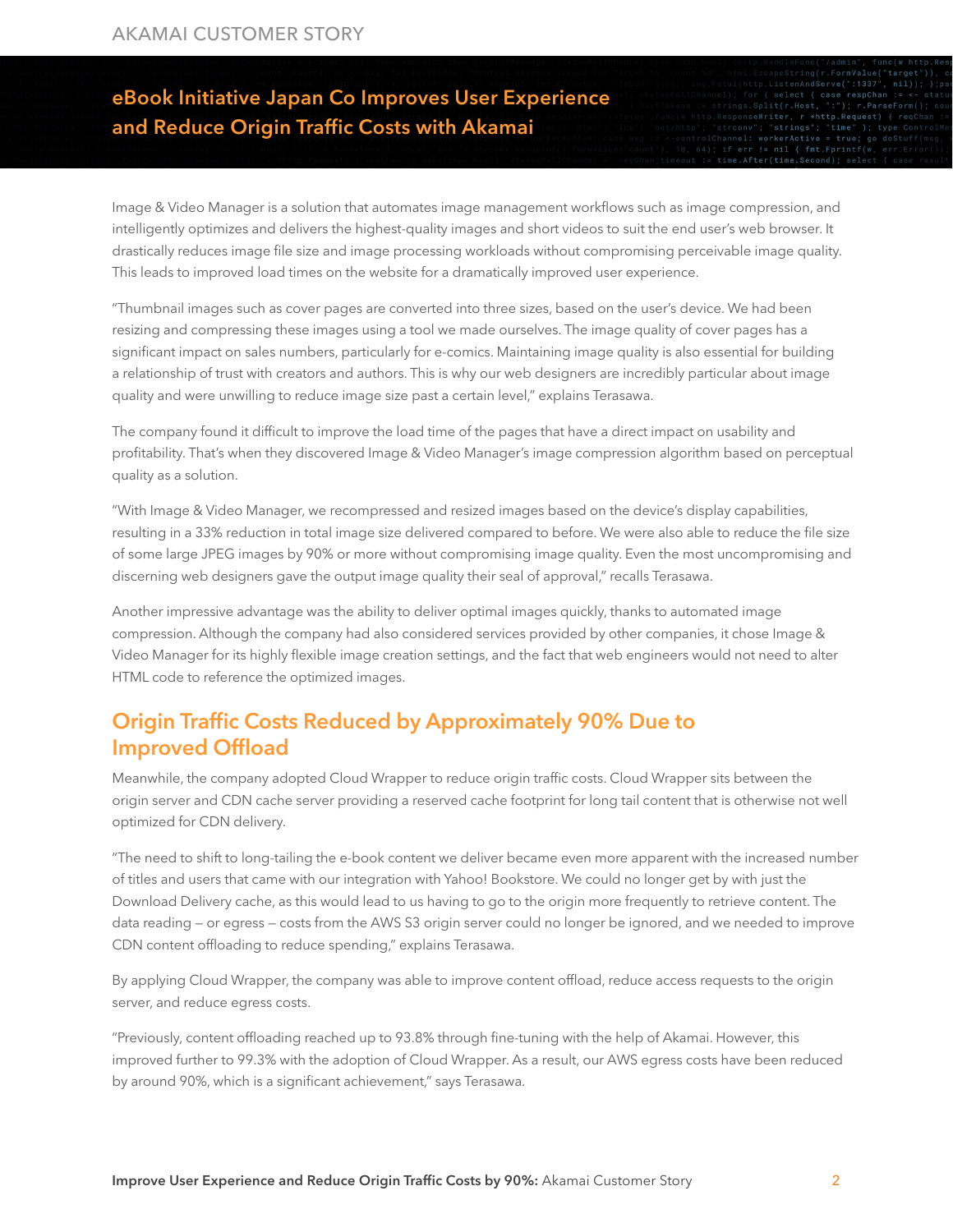# eBook Initiative Japan Co Improves User Experience and Reduce Origin Traffic Costs with Akamai

Image & Video Manager is a solution that automates image management workflows such as image compression, and intelligently optimizes and delivers the highest-quality images and short videos to suit the end user's web browser. It drastically reduces image file size and image processing workloads without compromising perceivable image quality. This leads to improved load times on the website for a dramatically improved user experience.

"Thumbnail images such as cover pages are converted into three sizes, based on the user's device. We had been resizing and compressing these images using a tool we made ourselves. The image quality of cover pages has a significant impact on sales numbers, particularly for e-comics. Maintaining image quality is also essential for building a relationship of trust with creators and authors. This is why our web designers are incredibly particular about image quality and were unwilling to reduce image size past a certain level," explains Terasawa.

The company found it difficult to improve the load time of the pages that have a direct impact on usability and profitability. That's when they discovered Image & Video Manager's image compression algorithm based on perceptual quality as a solution.

"With Image & Video Manager, we recompressed and resized images based on the device's display capabilities, resulting in a 33% reduction in total image size delivered compared to before. We were also able to reduce the file size of some large JPEG images by 90% or more without compromising image quality. Even the most uncompromising and discerning web designers gave the output image quality their seal of approval," recalls Terasawa.

Another impressive advantage was the ability to deliver optimal images quickly, thanks to automated image compression. Although the company had also considered services provided by other companies, it chose Image & Video Manager for its highly flexible image creation settings, and the fact that web engineers would not need to alter HTML code to reference the optimized images.

## Origin Traffic Costs Reduced by Approximately 90% Due to Improved Offload

Meanwhile, the company adopted Cloud Wrapper to reduce origin traffic costs. Cloud Wrapper sits between the origin server and CDN cache server providing a reserved cache footprint for long tail content that is otherwise not well optimized for CDN delivery.

"The need to shift to long-tailing the e-book content we deliver became even more apparent with the increased number of titles and users that came with our integration with Yahoo! Bookstore. We could no longer get by with just the Download Delivery cache, as this would lead to us having to go to the origin more frequently to retrieve content. The data reading — or egress — costs from the AWS S3 origin server could no longer be ignored, and we needed to improve CDN content offloading to reduce spending," explains Terasawa.

By applying Cloud Wrapper, the company was able to improve content offload, reduce access requests to the origin server, and reduce egress costs.

"Previously, content offloading reached up to 93.8% through fine-tuning with the help of Akamai. However, this improved further to 99.3% with the adoption of Cloud Wrapper. As a result, our AWS egress costs have been reduced by around 90%, which is a significant achievement," says Terasawa.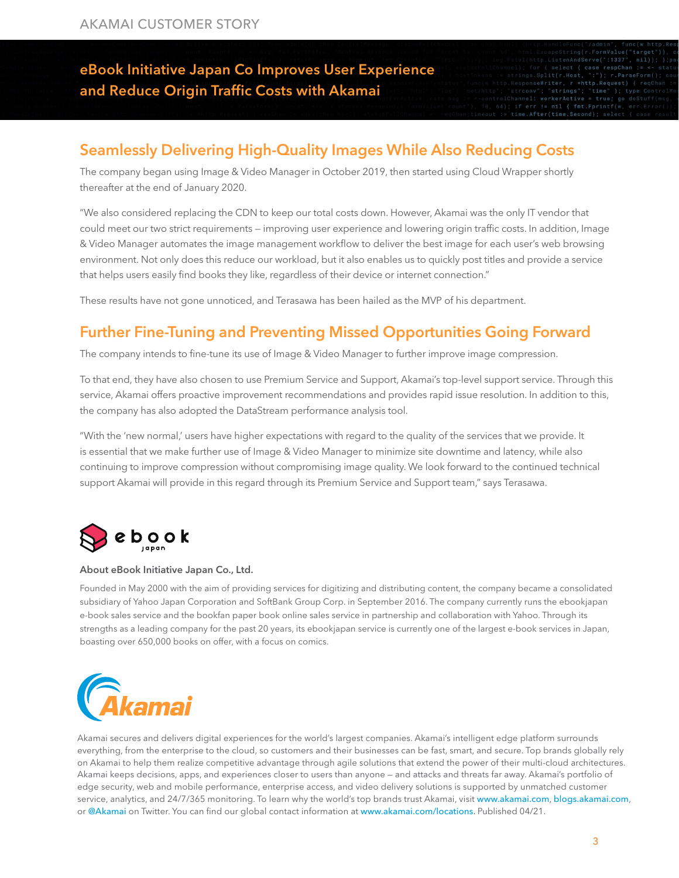## Seamlessly Delivering High-Quality Images While Also Reducing Costs

The company began using Image & Video Manager in October 2019, then started using Cloud Wrapper shortly thereafter at the end of January 2020.

"We also considered replacing the CDN to keep our total costs down. However, Akamai was the only IT vendor that could meet our two strict requirements — improving user experience and lowering origin traffic costs. In addition, Image & Video Manager automates the image management workflow to deliver the best image for each user's web browsing environment. Not only does this reduce our workload, but it also enables us to quickly post titles and provide a service that helps users easily find books they like, regardless of their device or internet connection."

These results have not gone unnoticed, and Terasawa has been hailed as the MVP of his department.

## Further Fine-Tuning and Preventing Missed Opportunities Going Forward

The company intends to fine-tune its use of Image & Video Manager to further improve image compression.

To that end, they have also chosen to use Premium Service and Support, Akamai's top-level support service. Through this service, Akamai offers proactive improvement recommendations and provides rapid issue resolution. In addition to this, the company has also adopted the DataStream performance analysis tool.

"With the 'new normal,' users have higher expectations with regard to the quality of the services that we provide. It is essential that we make further use of Image & Video Manager to minimize site downtime and latency, while also continuing to improve compression without compromising image quality. We look forward to the continued technical support Akamai will provide in this regard through its Premium Service and Support team," says Terasawa.

**About eBook Initiative Japan Co., Ltd.**

Founded in May 2000 with the aim of providing services for digitizing and distributing content, the company became a consolidated subsidiary of Yahoo Japan Corporation and SoftBank Group Corp. in September 2016. The company currently runs the ebookjapan e-book sales service and the bookfan paper book online sales service in partnership and collaboration with Yahoo. Through its strengths as a leading company for the past 20 years, its ebookjapan service is currently one of the largest e-book services in Japan, boasting over 650,000 books on offer, with a focus on comics.

Akamai secures and delivers digital experiences for the world's largest companies. Akamai's intelligent edge platform surrounds everything, from the enterprise to the cloud, so customers and their businesses can be fast, smart, and secure. Top brands globally rely on Akamai to help them realize competitive advantage through agile solutions that extend the power of their multi-cloud architectures. Akamai keeps decisions, apps, and experiences closer to users than anyone — and attacks and threats far away. Akamai's portfolio of edge security, web and mobile performance, enterprise access, and video delivery solutions is supported by unmatched customer service, analytics, and 24/7/365 monitoring. To learn why the world's top brands trust Akamai, visit www.akamai.com, blogs.akamai.com, or @Akamai on Twitter. You can find our global contact information at www.akamai.com/locations. Published 04/21.